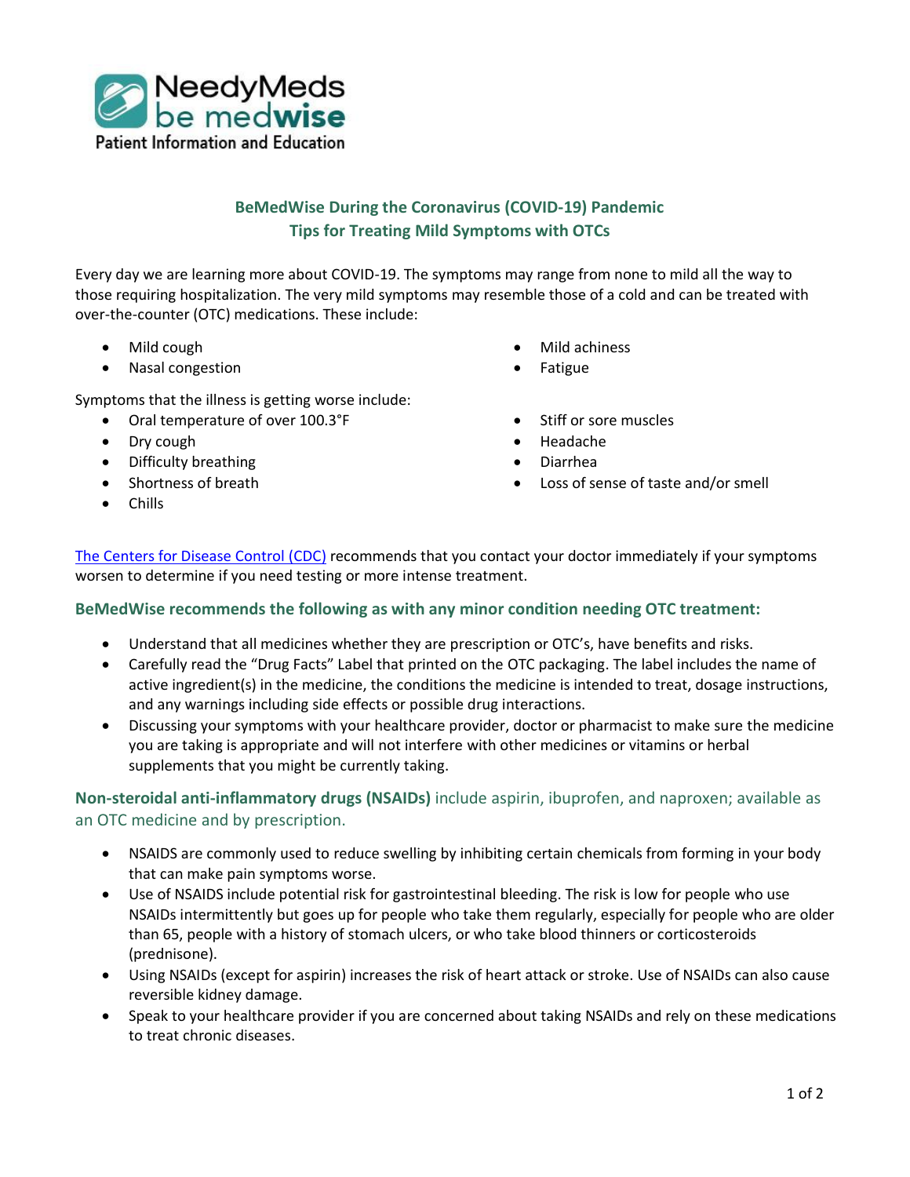NeedyMeds be medwise

Patient Information and Education

## BeMedWise During the Coronavirus (COVID-19) Pandemic
## Tips for Treating Mild Symptoms with OTCs

Every day we are learning more about COVID-19. The symptoms may range from none to mild all the way to those requiring hospitalization. The very mild symptoms may resemble those of a cold and can be treated with over-the-counter (OTC) medications. These include:

- Mild cough
- Nasal congestion
- Mild achiness
- Fatigue

Symptoms that the illness is getting worse include:

- Oral temperature of over 100.3°F
- Dry cough
- Difficulty breathing
- Shortness of breath
- Chills
- Stiff or sore muscles
- Headache
- Diarrhea
- Loss of sense of taste and/or smell

The Centers for Disease Control (CDC) recommends that you contact your doctor immediately if your symptoms worsen to determine if you need testing or more intense treatment.

### BeMedWise recommends the following as with any minor condition needing OTC treatment:

- Understand that all medicines whether they are prescription or OTC's, have benefits and risks.
- Carefully read the "Drug Facts" Label that printed on the OTC packaging. The label includes the name of active ingredient(s) in the medicine, the conditions the medicine is intended to treat, dosage instructions, and any warnings including side effects or possible drug interactions.
- Discussing your symptoms with your healthcare provider, doctor or pharmacist to make sure the medicine you are taking is appropriate and will not interfere with other medicines or vitamins or herbal supplements that you might be currently taking.

### **Non-steroidal anti-inflammatory drugs (NSAIDs)** include aspirin, ibuprofen, and naproxen; available as an OTC medicine and by prescription.

- NSAIDS are commonly used to reduce swelling by inhibiting certain chemicals from forming in your body that can make pain symptoms worse.
- Use of NSAIDS include potential risk for gastrointestinal bleeding. The risk is low for people who use NSAIDs intermittently but goes up for people who take them regularly, especially for people who are older than 65, people with a history of stomach ulcers, or who take blood thinners or corticosteroids (prednisone).
- Using NSAIDs (except for aspirin) increases the risk of heart attack or stroke. Use of NSAIDs can also cause reversible kidney damage.
- Speak to your healthcare provider if you are concerned about taking NSAIDs and rely on these medications to treat chronic diseases.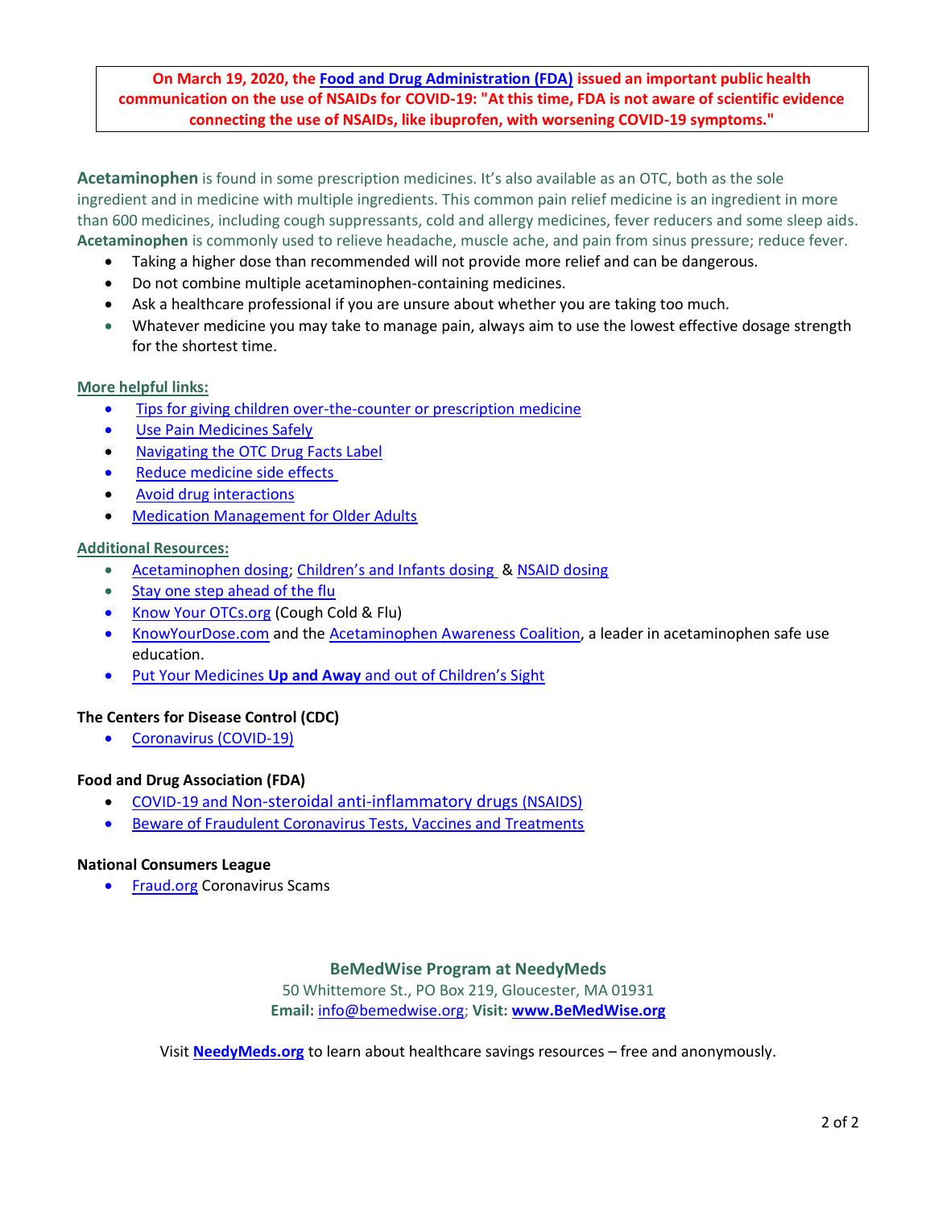**On March 19, 2020, the Food and Drug Administration (FDA) issued an important public health communication on the use of NSAIDs for COVID-19: "At this time, FDA is not aware of scientific evidence connecting the use of NSAIDs, like ibuprofen, with worsening COVID-19 symptoms."**

**Acetaminophen** is found in some prescription medicines. It's also available as an OTC, both as the sole ingredient and in medicine with multiple ingredients. This common pain relief medicine is an ingredient in more than 600 medicines, including cough suppressants, cold and allergy medicines, fever reducers and some sleep aids. **Acetaminophen** is commonly used to relieve headache, muscle ache, and pain from sinus pressure; reduce fever.

- Taking a higher dose than recommended will not provide more relief and can be dangerous.
- Do not combine multiple acetaminophen-containing medicines.
- Ask a healthcare professional if you are unsure about whether you are taking too much.
- Whatever medicine you may take to manage pain, always aim to use the lowest effective dosage strength for the shortest time.

## More helpful links:

- Tips for giving children over-the-counter or prescription medicine
- Use Pain Medicines Safely
- Navigating the OTC Drug Facts Label
- Reduce medicine side effects
- Avoid drug interactions
- Medication Management for Older Adults

## Additional Resources:

- Acetaminophen dosing; Children's and Infants dosing & NSAID dosing
- Stay one step ahead of the flu
- Know Your OTCs.org (Cough Cold & Flu)
- KnowYourDose.com and the Acetaminophen Awareness Coalition, a leader in acetaminophen safe use education.
- Put Your Medicines **Up and Away** and out of Children's Sight

### The Centers for Disease Control (CDC)

- Coronavirus (COVID-19)

### Food and Drug Association (FDA)

- COVID-19 and Non-steroidal anti-inflammatory drugs (NSAIDS)
- Beware of Fraudulent Coronavirus Tests, Vaccines and Treatments

### National Consumers League

- Fraud.org Coronavirus Scams

**BeMedWise Program at NeedyMeds**
50 Whittemore St., PO Box 219, Gloucester, MA 01931
**Email:** info@bemedwise.org; **Visit:** **www.BeMedWise.org**

Visit **NeedyMeds.org** to learn about healthcare savings resources – free and anonymously.